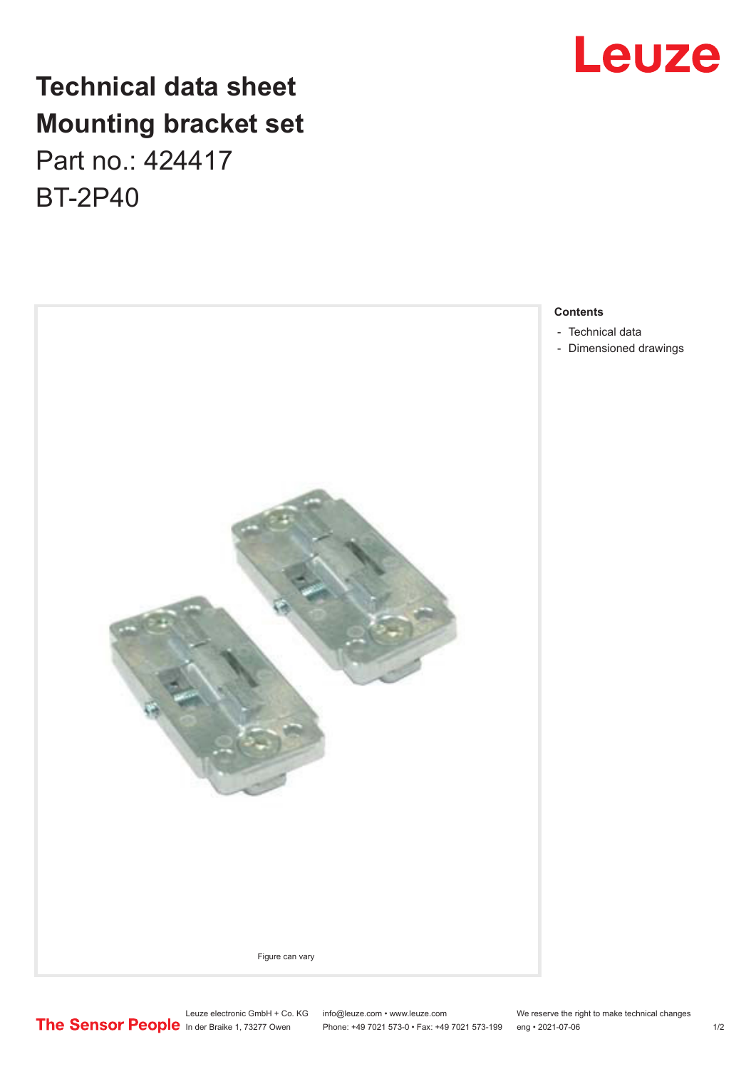# Technical data sheet
# Mounting bracket set

Part no.: 424417

BT-2P40

Figure can vary

**Contents**

- Technical data
- Dimensioned drawings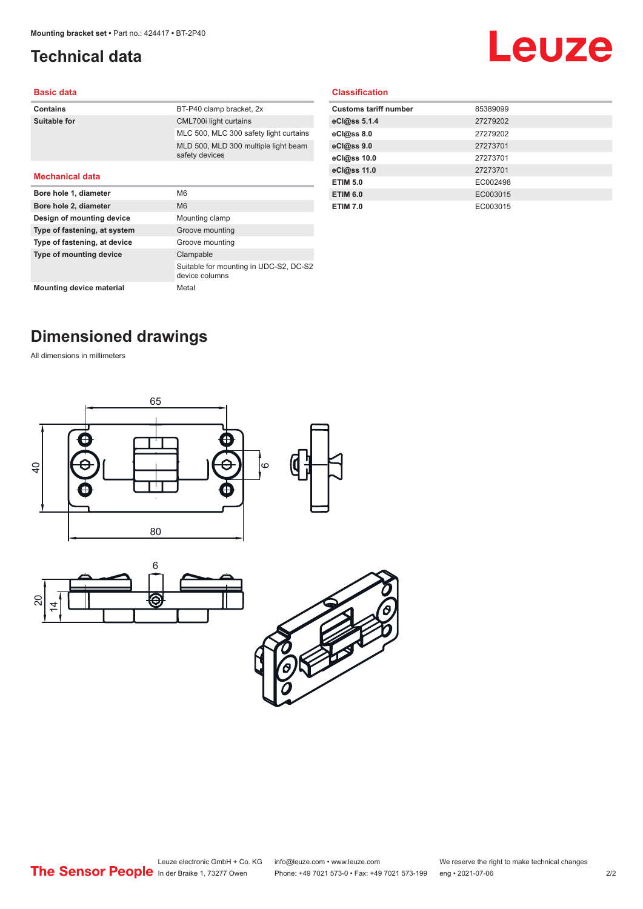# Technical data

## Basic data

| | |
|---|---|
| **Contains** | BT-P40 clamp bracket, 2x |
| **Suitable for** | CML700i light curtains |
| | MLC 500, MLC 300 safety light curtains |
| | MLD 500, MLD 300 multiple light beam safety devices |

## Mechanical data

| | |
|---|---|
| **Bore hole 1, diameter** | M6 |
| **Bore hole 2, diameter** | M6 |
| **Design of mounting device** | Mounting clamp |
| **Type of fastening, at system** | Groove mounting |
| **Type of fastening, at device** | Groove mounting |
| **Type of mounting device** | Clampable |
| | Suitable for mounting in UDC-S2, DC-S2 device columns |
| **Mounting device material** | Metal |

## Classification

| | |
|---|---|
| **Customs tariff number** | 85389099 |
| **eCl@ss 5.1.4** | 27279202 |
| **eCl@ss 8.0** | 27279202 |
| **eCl@ss 9.0** | 27273701 |
| **eCl@ss 10.0** | 27273701 |
| **eCl@ss 11.0** | 27273701 |
| **ETIM 5.0** | EC002498 |
| **ETIM 6.0** | EC003015 |
| **ETIM 7.0** | EC003015 |

# Dimensioned drawings

All dimensions in millimeters

65
40
6
80
6
20
14